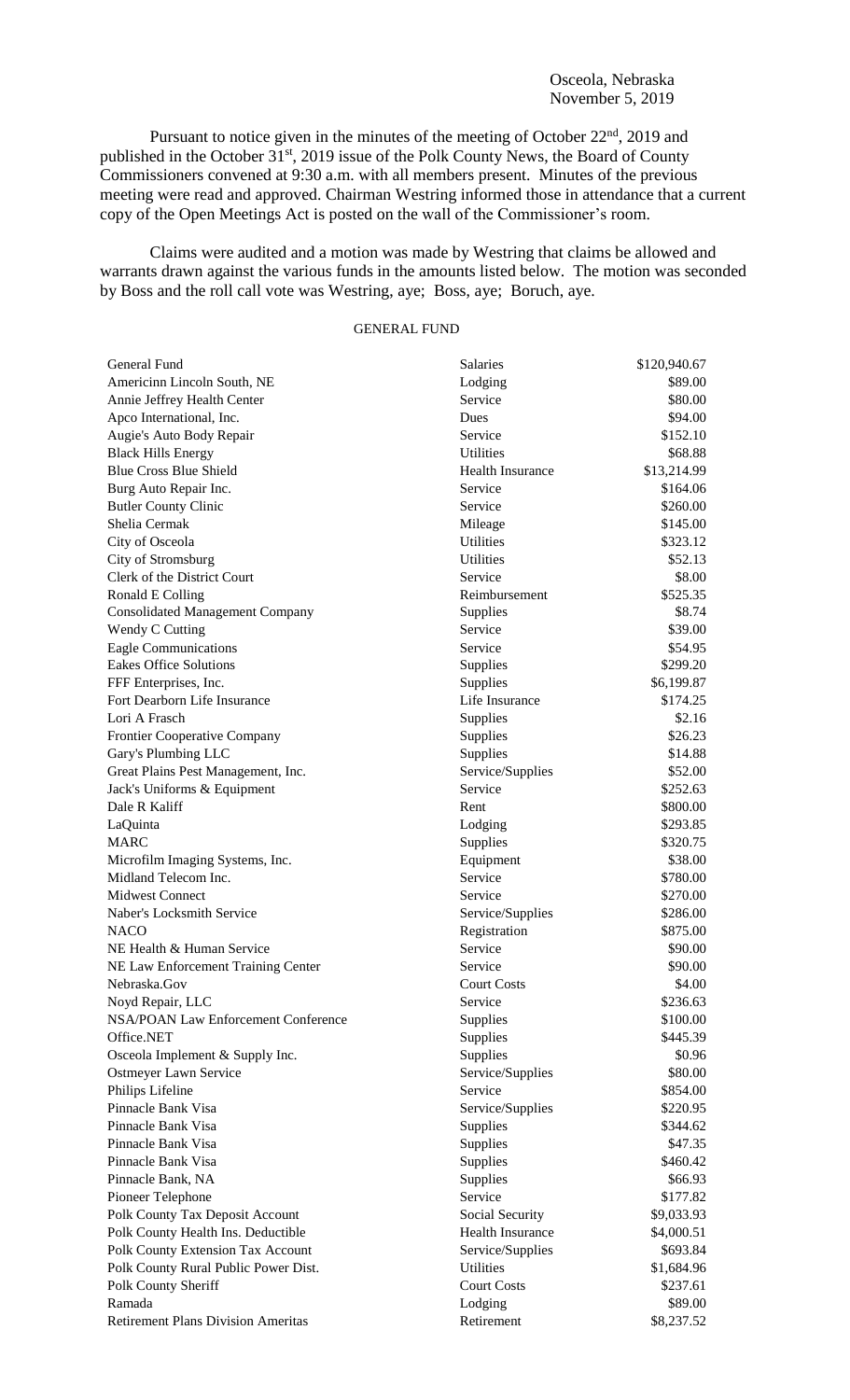Osceola, Nebraska
November 5, 2019

Pursuant to notice given in the minutes of the meeting of October 22nd, 2019 and published in the October 31st, 2019 issue of the Polk County News, the Board of County Commissioners convened at 9:30 a.m. with all members present. Minutes of the previous meeting were read and approved. Chairman Westring informed those in attendance that a current copy of the Open Meetings Act is posted on the wall of the Commissioner's room.

Claims were audited and a motion was made by Westring that claims be allowed and warrants drawn against the various funds in the amounts listed below. The motion was seconded by Boss and the roll call vote was Westring, aye; Boss, aye; Boruch, aye.

GENERAL FUND

| | | |
|---|---|---|
| General Fund | Salaries | $120,940.67 |
| Americinn Lincoln South, NE | Lodging | $89.00 |
| Annie Jeffrey Health Center | Service | $80.00 |
| Apco International, Inc. | Dues | $94.00 |
| Augie's Auto Body Repair | Service | $152.10 |
| Black Hills Energy | Utilities | $68.88 |
| Blue Cross Blue Shield | Health Insurance | $13,214.99 |
| Burg Auto Repair Inc. | Service | $164.06 |
| Butler County Clinic | Service | $260.00 |
| Shelia Cermak | Mileage | $145.00 |
| City of Osceola | Utilities | $323.12 |
| City of Stromsburg | Utilities | $52.13 |
| Clerk of the District Court | Service | $8.00 |
| Ronald E Colling | Reimbursement | $525.35 |
| Consolidated Management Company | Supplies | $8.74 |
| Wendy C Cutting | Service | $39.00 |
| Eagle Communications | Service | $54.95 |
| Eakes Office Solutions | Supplies | $299.20 |
| FFF Enterprises, Inc. | Supplies | $6,199.87 |
| Fort Dearborn Life Insurance | Life Insurance | $174.25 |
| Lori A Frasch | Supplies | $2.16 |
| Frontier Cooperative Company | Supplies | $26.23 |
| Gary's Plumbing LLC | Supplies | $14.88 |
| Great Plains Pest Management, Inc. | Service/Supplies | $52.00 |
| Jack's Uniforms & Equipment | Service | $252.63 |
| Dale R Kaliff | Rent | $800.00 |
| LaQuinta | Lodging | $293.85 |
| MARC | Supplies | $320.75 |
| Microfilm Imaging Systems, Inc. | Equipment | $38.00 |
| Midland Telecom Inc. | Service | $780.00 |
| Midwest Connect | Service | $270.00 |
| Naber's Locksmith Service | Service/Supplies | $286.00 |
| NACO | Registration | $875.00 |
| NE Health & Human Service | Service | $90.00 |
| NE Law Enforcement Training Center | Service | $90.00 |
| Nebraska.Gov | Court Costs | $4.00 |
| Noyd Repair, LLC | Service | $236.63 |
| NSA/POAN Law Enforcement Conference | Supplies | $100.00 |
| Office.NET | Supplies | $445.39 |
| Osceola Implement & Supply Inc. | Supplies | $0.96 |
| Ostmeyer Lawn Service | Service/Supplies | $80.00 |
| Philips Lifeline | Service | $854.00 |
| Pinnacle Bank Visa | Service/Supplies | $220.95 |
| Pinnacle Bank Visa | Supplies | $344.62 |
| Pinnacle Bank Visa | Supplies | $47.35 |
| Pinnacle Bank Visa | Supplies | $460.42 |
| Pinnacle Bank, NA | Supplies | $66.93 |
| Pioneer Telephone | Service | $177.82 |
| Polk County Tax Deposit Account | Social Security | $9,033.93 |
| Polk County Health Ins. Deductible | Health Insurance | $4,000.51 |
| Polk County Extension Tax Account | Service/Supplies | $693.84 |
| Polk County Rural Public Power Dist. | Utilities | $1,684.96 |
| Polk County Sheriff | Court Costs | $237.61 |
| Ramada | Lodging | $89.00 |
| Retirement Plans Division Ameritas | Retirement | $8,237.52 |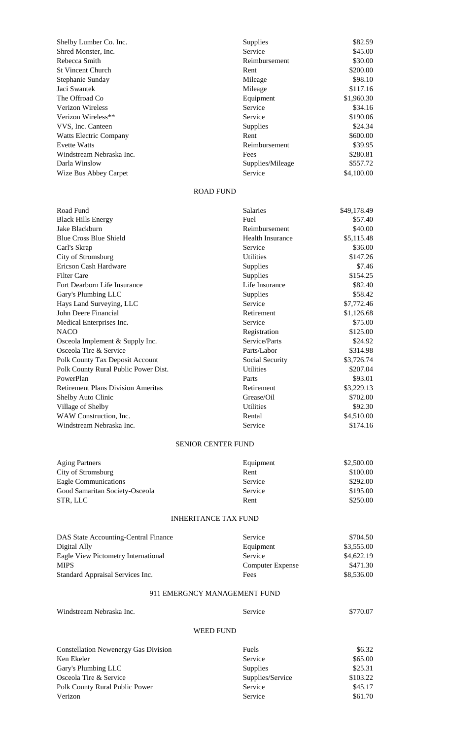| | | |
|---|---|---|
| Shelby Lumber Co. Inc. | Supplies | $82.59 |
| Shred Monster, Inc. | Service | $45.00 |
| Rebecca Smith | Reimbursement | $30.00 |
| St Vincent Church | Rent | $200.00 |
| Stephanie Sunday | Mileage | $98.10 |
| Jaci Swantek | Mileage | $117.16 |
| The Offroad Co | Equipment | $1,960.30 |
| Verizon Wireless | Service | $34.16 |
| Verizon Wireless** | Service | $190.06 |
| VVS, Inc. Canteen | Supplies | $24.34 |
| Watts Electric Company | Rent | $600.00 |
| Evette Watts | Reimbursement | $39.95 |
| Windstream Nebraska Inc. | Fees | $280.81 |
| Darla Winslow | Supplies/Mileage | $557.72 |
| Wize Bus Abbey Carpet | Service | $4,100.00 |

ROAD FUND

| | | |
|---|---|---|
| Road Fund | Salaries | $49,178.49 |
| Black Hills Energy | Fuel | $57.40 |
| Jake Blackburn | Reimbursement | $40.00 |
| Blue Cross Blue Shield | Health Insurance | $5,115.48 |
| Carl's Skrap | Service | $36.00 |
| City of Stromsburg | Utilities | $147.26 |
| Ericson Cash Hardware | Supplies | $7.46 |
| Filter Care | Supplies | $154.25 |
| Fort Dearborn Life Insurance | Life Insurance | $82.40 |
| Gary's Plumbing LLC | Supplies | $58.42 |
| Hays Land Surveying, LLC | Service | $7,772.46 |
| John Deere Financial | Retirement | $1,126.68 |
| Medical Enterprises Inc. | Service | $75.00 |
| NACO | Registration | $125.00 |
| Osceola Implement & Supply Inc. | Service/Parts | $24.92 |
| Osceola Tire & Service | Parts/Labor | $314.98 |
| Polk County Tax Deposit Account | Social Security | $3,726.74 |
| Polk County Rural Public Power Dist. | Utilities | $207.04 |
| PowerPlan | Parts | $93.01 |
| Retirement Plans Division Ameritas | Retirement | $3,229.13 |
| Shelby Auto Clinic | Grease/Oil | $702.00 |
| Village of Shelby | Utilities | $92.30 |
| WAW Construction, Inc. | Rental | $4,510.00 |
| Windstream Nebraska Inc. | Service | $174.16 |

SENIOR CENTER FUND

| | | |
|---|---|---|
| Aging Partners | Equipment | $2,500.00 |
| City of Stromsburg | Rent | $100.00 |
| Eagle Communications | Service | $292.00 |
| Good Samaritan Society-Osceola | Service | $195.00 |
| STR, LLC | Rent | $250.00 |

INHERITANCE TAX FUND

| | | |
|---|---|---|
| DAS State Accounting-Central Finance | Service | $704.50 |
| Digital Ally | Equipment | $3,555.00 |
| Eagle View Pictometry International | Service | $4,622.19 |
| MIPS | Computer Expense | $471.30 |
| Standard Appraisal Services Inc. | Fees | $8,536.00 |

911 EMERGNCY MANAGEMENT FUND

| | | |
|---|---|---|
| Windstream Nebraska Inc. | Service | $770.07 |

WEED FUND

| | | |
|---|---|---|
| Constellation Newenergy Gas Division | Fuels | $6.32 |
| Ken Ekeler | Service | $65.00 |
| Gary's Plumbing LLC | Supplies | $25.31 |
| Osceola Tire & Service | Supplies/Service | $103.22 |
| Polk County Rural Public Power | Service | $45.17 |
| Verizon | Service | $61.70 |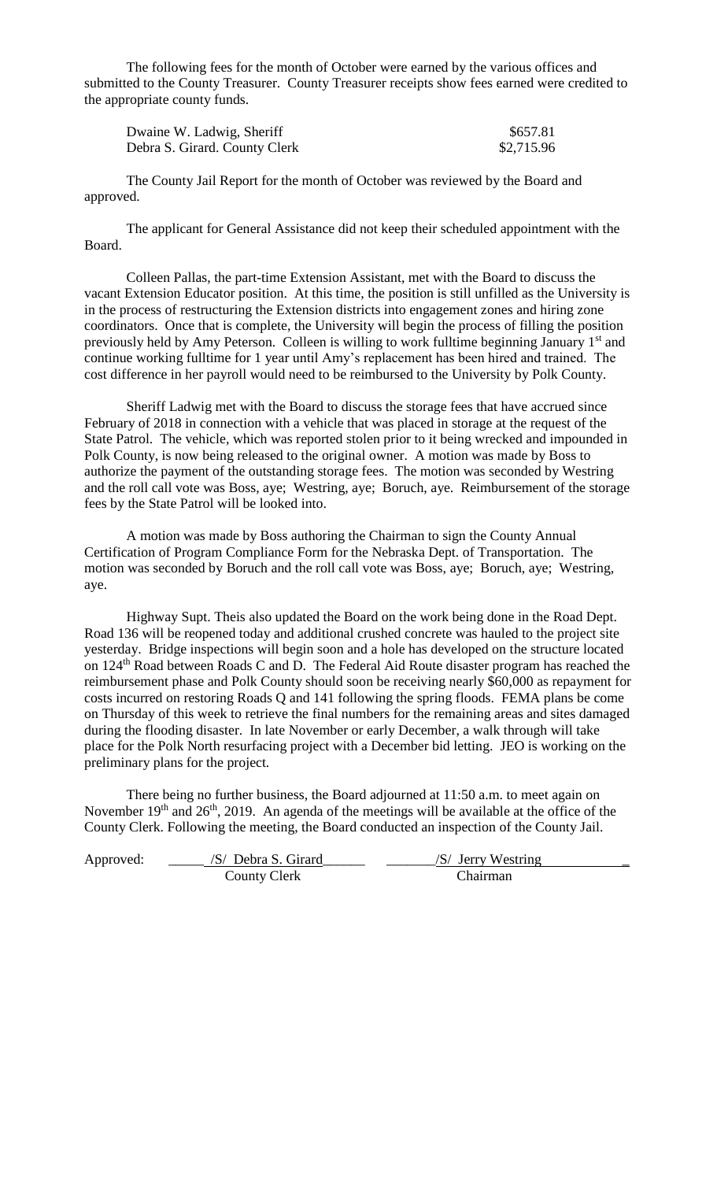The following fees for the month of October were earned by the various offices and submitted to the County Treasurer. County Treasurer receipts show fees earned were credited to the appropriate county funds.

| | |
|---|---|
| Dwaine W. Ladwig, Sheriff | $657.81 |
| Debra S. Girard. County Clerk | $2,715.96 |

The County Jail Report for the month of October was reviewed by the Board and approved.

The applicant for General Assistance did not keep their scheduled appointment with the Board.

Colleen Pallas, the part-time Extension Assistant, met with the Board to discuss the vacant Extension Educator position. At this time, the position is still unfilled as the University is in the process of restructuring the Extension districts into engagement zones and hiring zone coordinators. Once that is complete, the University will begin the process of filling the position previously held by Amy Peterson. Colleen is willing to work fulltime beginning January 1st and continue working fulltime for 1 year until Amy's replacement has been hired and trained. The cost difference in her payroll would need to be reimbursed to the University by Polk County.

Sheriff Ladwig met with the Board to discuss the storage fees that have accrued since February of 2018 in connection with a vehicle that was placed in storage at the request of the State Patrol. The vehicle, which was reported stolen prior to it being wrecked and impounded in Polk County, is now being released to the original owner. A motion was made by Boss to authorize the payment of the outstanding storage fees. The motion was seconded by Westring and the roll call vote was Boss, aye; Westring, aye; Boruch, aye. Reimbursement of the storage fees by the State Patrol will be looked into.

A motion was made by Boss authoring the Chairman to sign the County Annual Certification of Program Compliance Form for the Nebraska Dept. of Transportation. The motion was seconded by Boruch and the roll call vote was Boss, aye; Boruch, aye; Westring, aye.

Highway Supt. Theis also updated the Board on the work being done in the Road Dept. Road 136 will be reopened today and additional crushed concrete was hauled to the project site yesterday. Bridge inspections will begin soon and a hole has developed on the structure located on 124th Road between Roads C and D. The Federal Aid Route disaster program has reached the reimbursement phase and Polk County should soon be receiving nearly $60,000 as repayment for costs incurred on restoring Roads Q and 141 following the spring floods. FEMA plans be come on Thursday of this week to retrieve the final numbers for the remaining areas and sites damaged during the flooding disaster. In late November or early December, a walk through will take place for the Polk North resurfacing project with a December bid letting. JEO is working on the preliminary plans for the project.

There being no further business, the Board adjourned at 11:50 a.m. to meet again on November 19th and 26th, 2019. An agenda of the meetings will be available at the office of the County Clerk. Following the meeting, the Board conducted an inspection of the County Jail.

Approved: /S/ Debra S. Girard — County Clerk    /S/ Jerry Westring — Chairman